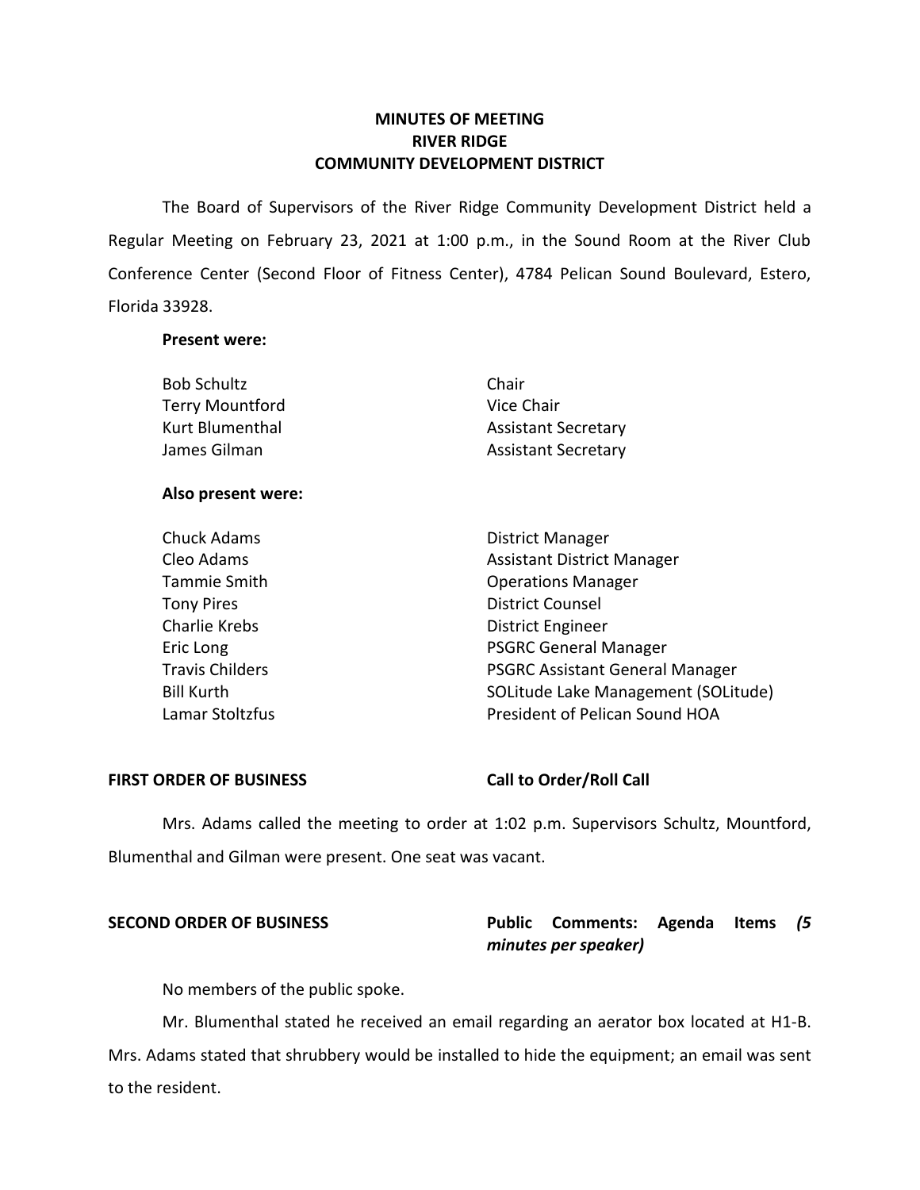# MINUTES OF MEETING
# RIVER RIDGE
# COMMUNITY DEVELOPMENT DISTRICT

The Board of Supervisors of the River Ridge Community Development District held a Regular Meeting on February 23, 2021 at 1:00 p.m., in the Sound Room at the River Club Conference Center (Second Floor of Fitness Center), 4784 Pelican Sound Boulevard, Estero, Florida 33928.

**Present were:**

| | |
|---|---|
| Bob Schultz | Chair |
| Terry Mountford | Vice Chair |
| Kurt Blumenthal | Assistant Secretary |
| James Gilman | Assistant Secretary |

**Also present were:**

| | |
|---|---|
| Chuck Adams | District Manager |
| Cleo Adams | Assistant District Manager |
| Tammie Smith | Operations Manager |
| Tony Pires | District Counsel |
| Charlie Krebs | District Engineer |
| Eric Long | PSGRC General Manager |
| Travis Childers | PSGRC Assistant General Manager |
| Bill Kurth | SOLitude Lake Management (SOLitude) |
| Lamar Stoltzfus | President of Pelican Sound HOA |

**FIRST ORDER OF BUSINESS** **Call to Order/Roll Call**

Mrs. Adams called the meeting to order at 1:02 p.m. Supervisors Schultz, Mountford, Blumenthal and Gilman were present. One seat was vacant.

**SECOND ORDER OF BUSINESS** **Public Comments: Agenda Items *(5 minutes per speaker)***

No members of the public spoke.

Mr. Blumenthal stated he received an email regarding an aerator box located at H1-B. Mrs. Adams stated that shrubbery would be installed to hide the equipment; an email was sent to the resident.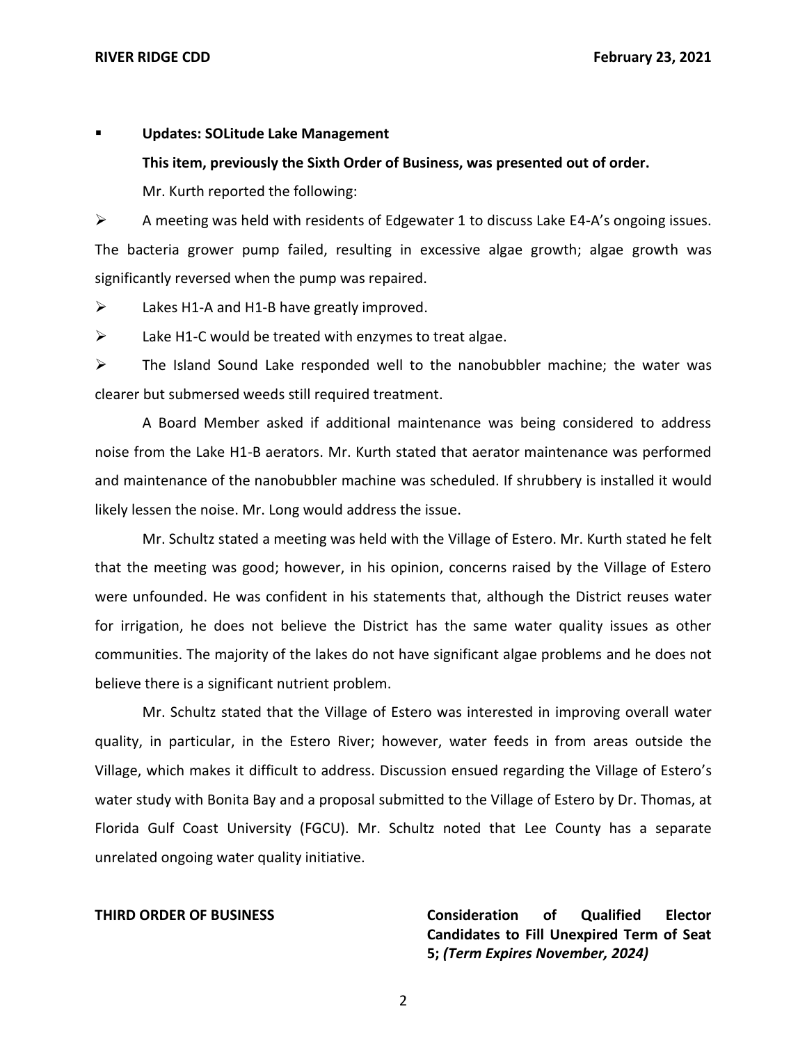- **Updates: SOLitude Lake Management**

  **This item, previously the Sixth Order of Business, was presented out of order.**

  Mr. Kurth reported the following:

- A meeting was held with residents of Edgewater 1 to discuss Lake E4-A's ongoing issues. The bacteria grower pump failed, resulting in excessive algae growth; algae growth was significantly reversed when the pump was repaired.
- Lakes H1-A and H1-B have greatly improved.
- Lake H1-C would be treated with enzymes to treat algae.
- The Island Sound Lake responded well to the nanobubbler machine; the water was clearer but submersed weeds still required treatment.

A Board Member asked if additional maintenance was being considered to address noise from the Lake H1-B aerators. Mr. Kurth stated that aerator maintenance was performed and maintenance of the nanobubbler machine was scheduled. If shrubbery is installed it would likely lessen the noise. Mr. Long would address the issue.

Mr. Schultz stated a meeting was held with the Village of Estero. Mr. Kurth stated he felt that the meeting was good; however, in his opinion, concerns raised by the Village of Estero were unfounded. He was confident in his statements that, although the District reuses water for irrigation, he does not believe the District has the same water quality issues as other communities. The majority of the lakes do not have significant algae problems and he does not believe there is a significant nutrient problem.

Mr. Schultz stated that the Village of Estero was interested in improving overall water quality, in particular, in the Estero River; however, water feeds in from areas outside the Village, which makes it difficult to address. Discussion ensued regarding the Village of Estero's water study with Bonita Bay and a proposal submitted to the Village of Estero by Dr. Thomas, at Florida Gulf Coast University (FGCU). Mr. Schultz noted that Lee County has a separate unrelated ongoing water quality initiative.

**THIRD ORDER OF BUSINESS** **Consideration of Qualified Elector Candidates to Fill Unexpired Term of Seat 5; *(Term Expires November, 2024)***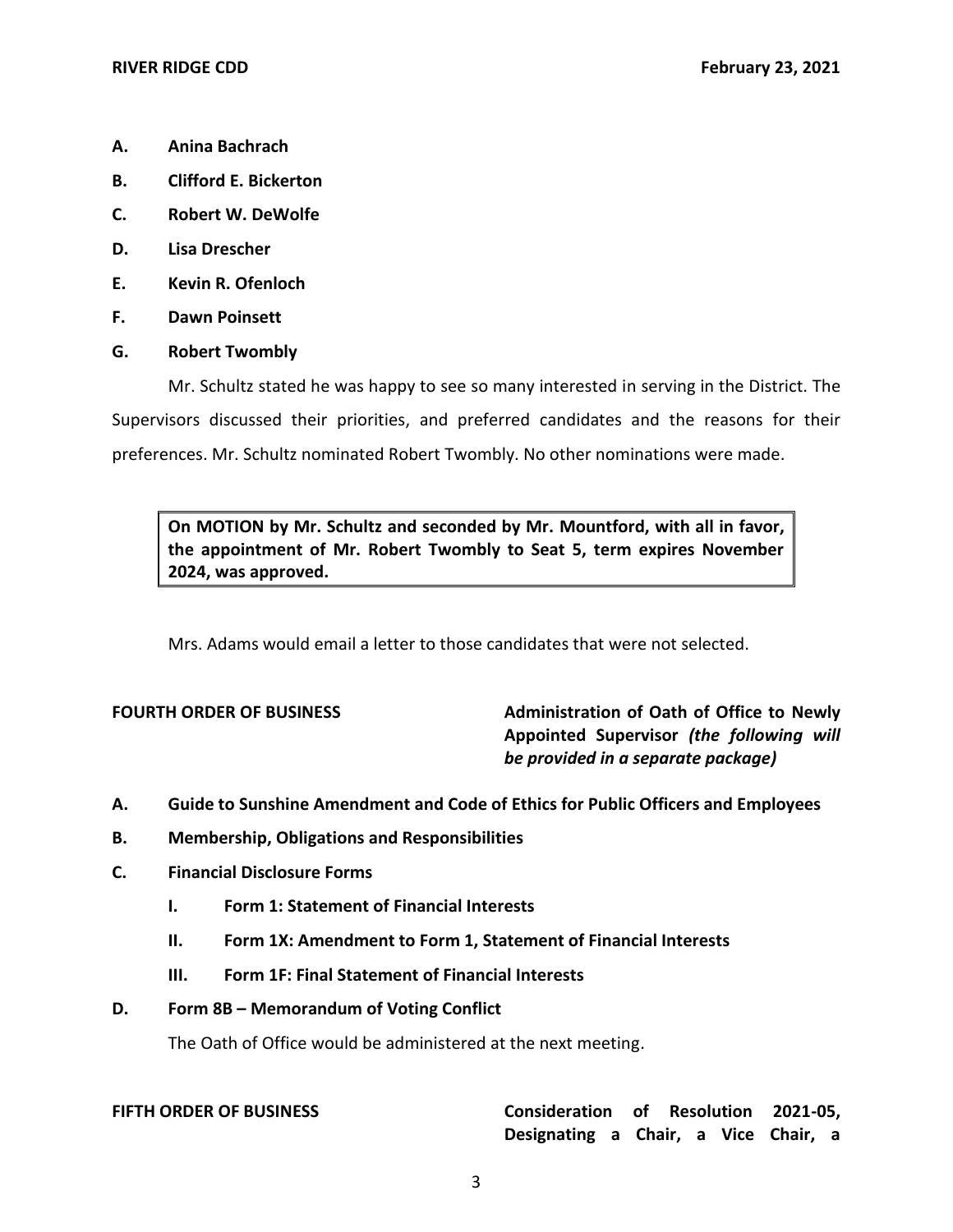- **A. Anina Bachrach**
- **B. Clifford E. Bickerton**
- **C. Robert W. DeWolfe**
- **D. Lisa Drescher**
- **E. Kevin R. Ofenloch**
- **F. Dawn Poinsett**
- **G. Robert Twombly**

Mr. Schultz stated he was happy to see so many interested in serving in the District. The Supervisors discussed their priorities, and preferred candidates and the reasons for their preferences. Mr. Schultz nominated Robert Twombly. No other nominations were made.

> **On MOTION by Mr. Schultz and seconded by Mr. Mountford, with all in favor, the appointment of Mr. Robert Twombly to Seat 5, term expires November 2024, was approved.**

Mrs. Adams would email a letter to those candidates that were not selected.

**FOURTH ORDER OF BUSINESS** **Administration of Oath of Office to Newly Appointed Supervisor *(the following will be provided in a separate package)***

- **A. Guide to Sunshine Amendment and Code of Ethics for Public Officers and Employees**
- **B. Membership, Obligations and Responsibilities**
- **C. Financial Disclosure Forms**
  - **I. Form 1: Statement of Financial Interests**
  - **II. Form 1X: Amendment to Form 1, Statement of Financial Interests**
  - **III. Form 1F: Final Statement of Financial Interests**
- **D. Form 8B – Memorandum of Voting Conflict**

The Oath of Office would be administered at the next meeting.

**FIFTH ORDER OF BUSINESS** **Consideration of Resolution 2021-05, Designating a Chair, a Vice Chair, a**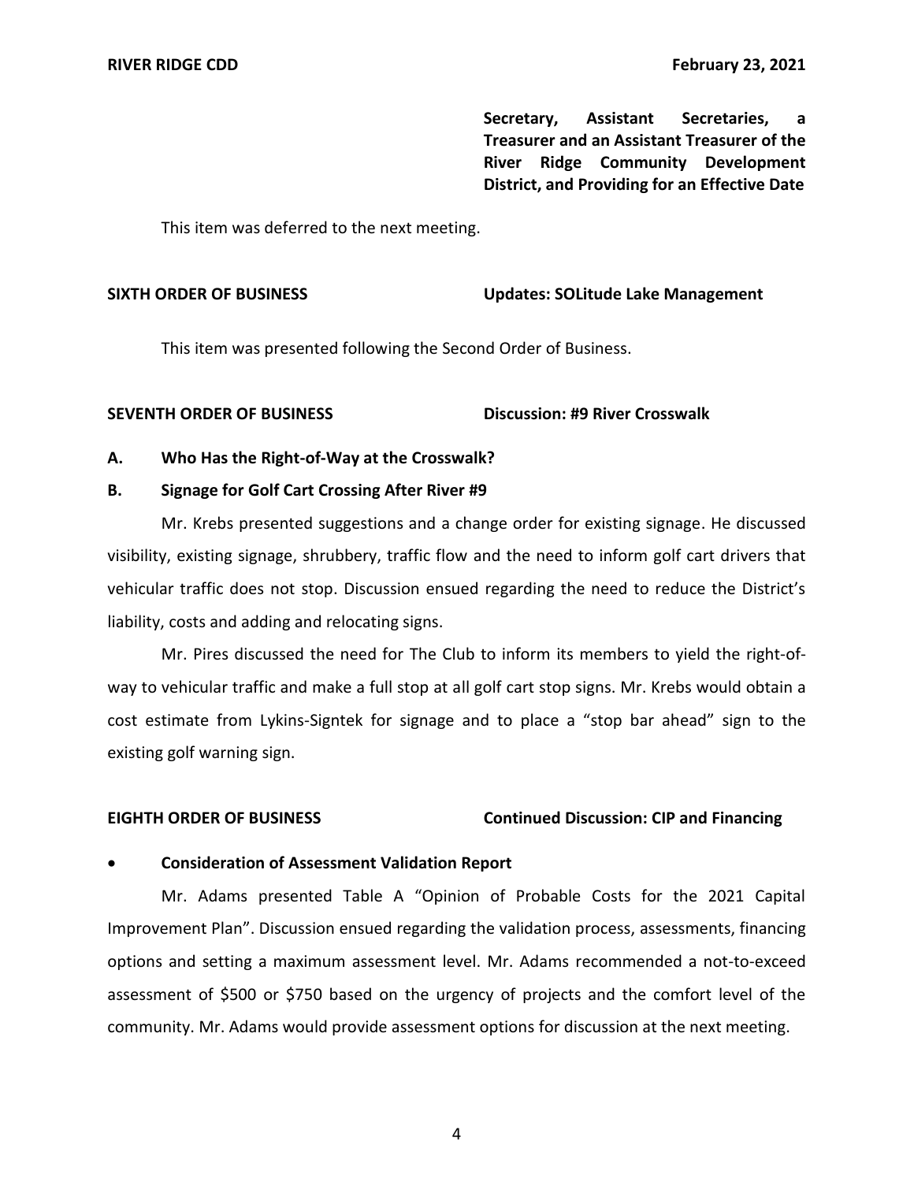**Secretary, Assistant Secretaries, a Treasurer and an Assistant Treasurer of the River Ridge Community Development District, and Providing for an Effective Date**

This item was deferred to the next meeting.

**SIXTH ORDER OF BUSINESS** **Updates: SOLitude Lake Management**

This item was presented following the Second Order of Business.

**SEVENTH ORDER OF BUSINESS** **Discussion: #9 River Crosswalk**

**A. Who Has the Right-of-Way at the Crosswalk?**

**B. Signage for Golf Cart Crossing After River #9**

Mr. Krebs presented suggestions and a change order for existing signage. He discussed visibility, existing signage, shrubbery, traffic flow and the need to inform golf cart drivers that vehicular traffic does not stop. Discussion ensued regarding the need to reduce the District's liability, costs and adding and relocating signs.

Mr. Pires discussed the need for The Club to inform its members to yield the right-of-way to vehicular traffic and make a full stop at all golf cart stop signs. Mr. Krebs would obtain a cost estimate from Lykins-Signtek for signage and to place a "stop bar ahead" sign to the existing golf warning sign.

**EIGHTH ORDER OF BUSINESS** **Continued Discussion: CIP and Financing**

- **Consideration of Assessment Validation Report**

Mr. Adams presented Table A "Opinion of Probable Costs for the 2021 Capital Improvement Plan". Discussion ensued regarding the validation process, assessments, financing options and setting a maximum assessment level. Mr. Adams recommended a not-to-exceed assessment of $500 or $750 based on the urgency of projects and the comfort level of the community. Mr. Adams would provide assessment options for discussion at the next meeting.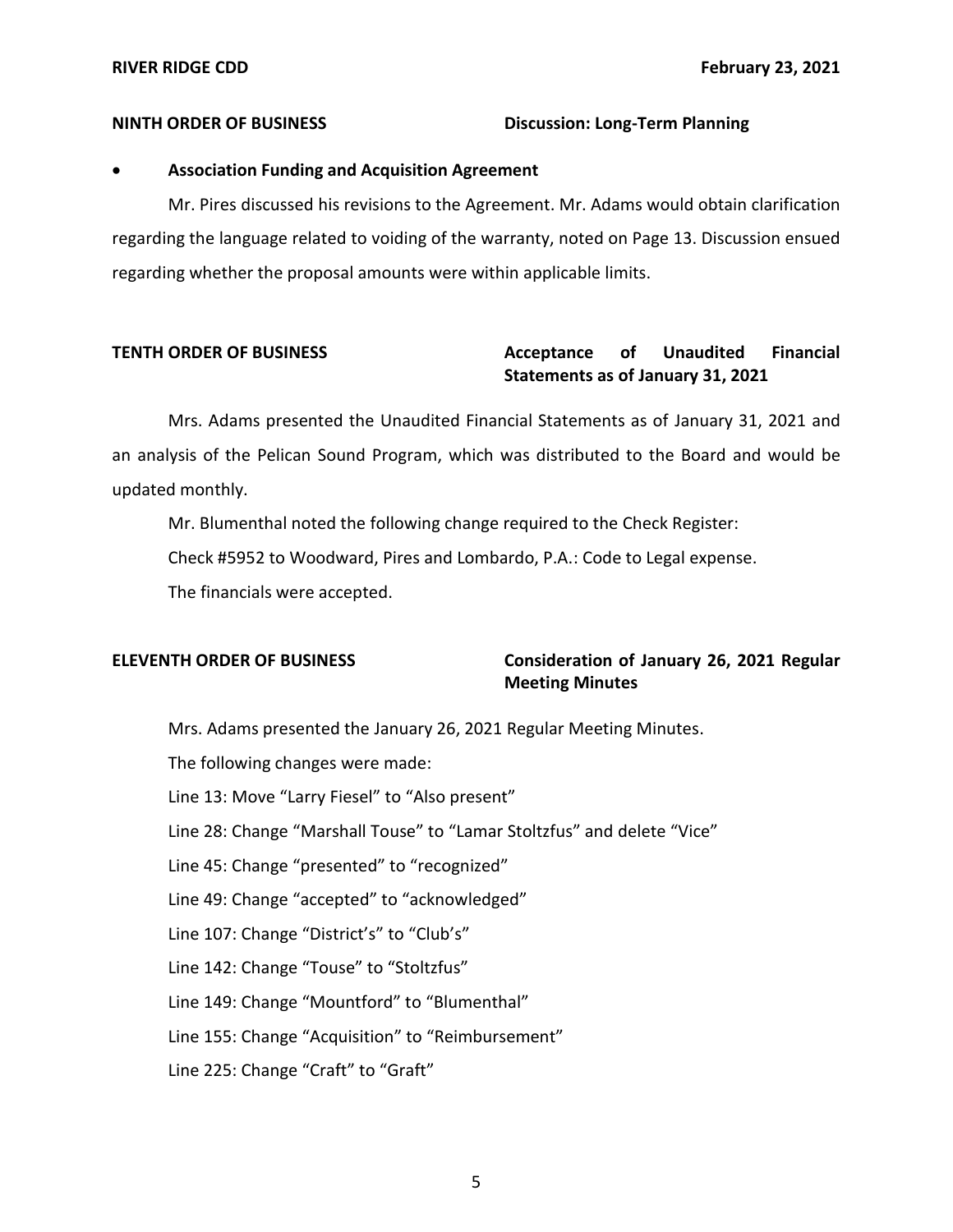**NINTH ORDER OF BUSINESS** **Discussion: Long-Term Planning**

- **Association Funding and Acquisition Agreement**

Mr. Pires discussed his revisions to the Agreement. Mr. Adams would obtain clarification regarding the language related to voiding of the warranty, noted on Page 13. Discussion ensued regarding whether the proposal amounts were within applicable limits.

**TENTH ORDER OF BUSINESS** **Acceptance of Unaudited Financial Statements as of January 31, 2021**

Mrs. Adams presented the Unaudited Financial Statements as of January 31, 2021 and an analysis of the Pelican Sound Program, which was distributed to the Board and would be updated monthly.

Mr. Blumenthal noted the following change required to the Check Register:

Check #5952 to Woodward, Pires and Lombardo, P.A.: Code to Legal expense.

The financials were accepted.

**ELEVENTH ORDER OF BUSINESS** **Consideration of January 26, 2021 Regular Meeting Minutes**

Mrs. Adams presented the January 26, 2021 Regular Meeting Minutes.

The following changes were made:

Line 13: Move "Larry Fiesel" to "Also present"

Line 28: Change "Marshall Touse" to "Lamar Stoltzfus" and delete "Vice"

Line 45: Change "presented" to "recognized"

Line 49: Change "accepted" to "acknowledged"

Line 107: Change "District's" to "Club's"

Line 142: Change "Touse" to "Stoltzfus"

Line 149: Change "Mountford" to "Blumenthal"

Line 155: Change "Acquisition" to "Reimbursement"

Line 225: Change "Craft" to "Graft"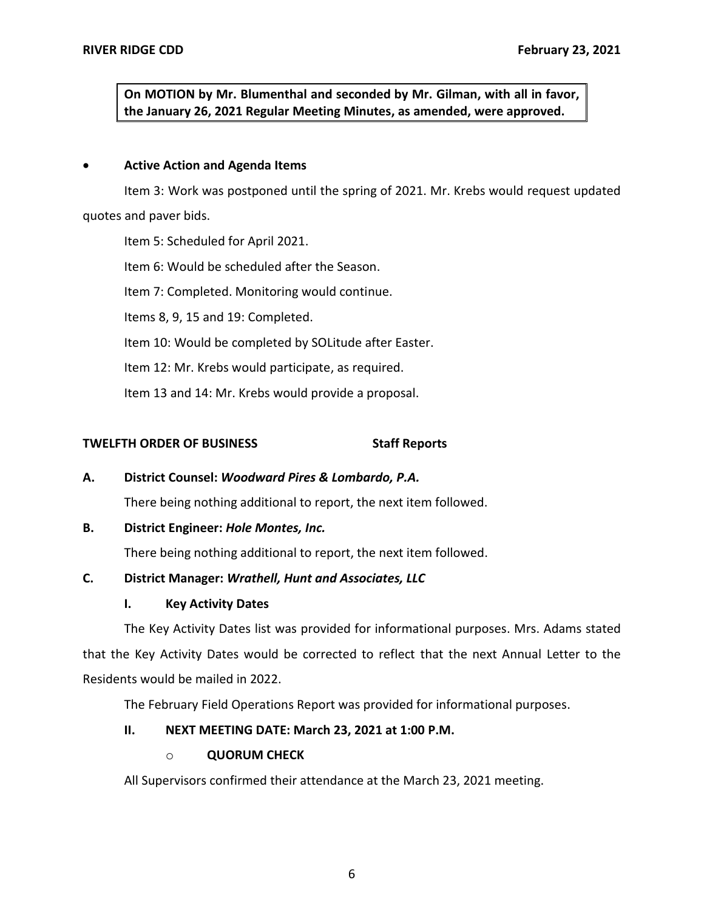**On MOTION by Mr. Blumenthal and seconded by Mr. Gilman, with all in favor, the January 26, 2021 Regular Meeting Minutes, as amended, were approved.**

- **Active Action and Agenda Items**

Item 3: Work was postponed until the spring of 2021. Mr. Krebs would request updated quotes and paver bids.

Item 5: Scheduled for April 2021.

Item 6: Would be scheduled after the Season.

Item 7: Completed. Monitoring would continue.

Items 8, 9, 15 and 19: Completed.

Item 10: Would be completed by SOLitude after Easter.

Item 12: Mr. Krebs would participate, as required.

Item 13 and 14: Mr. Krebs would provide a proposal.

**TWELFTH ORDER OF BUSINESS** **Staff Reports**

**A. District Counsel: *Woodward Pires & Lombardo, P.A.***

There being nothing additional to report, the next item followed.

**B. District Engineer: *Hole Montes, Inc.***

There being nothing additional to report, the next item followed.

**C. District Manager: *Wrathell, Hunt and Associates, LLC***

**I. Key Activity Dates**

The Key Activity Dates list was provided for informational purposes. Mrs. Adams stated that the Key Activity Dates would be corrected to reflect that the next Annual Letter to the Residents would be mailed in 2022.

The February Field Operations Report was provided for informational purposes.

**II. NEXT MEETING DATE: March 23, 2021 at 1:00 P.M.**

- **QUORUM CHECK**

All Supervisors confirmed their attendance at the March 23, 2021 meeting.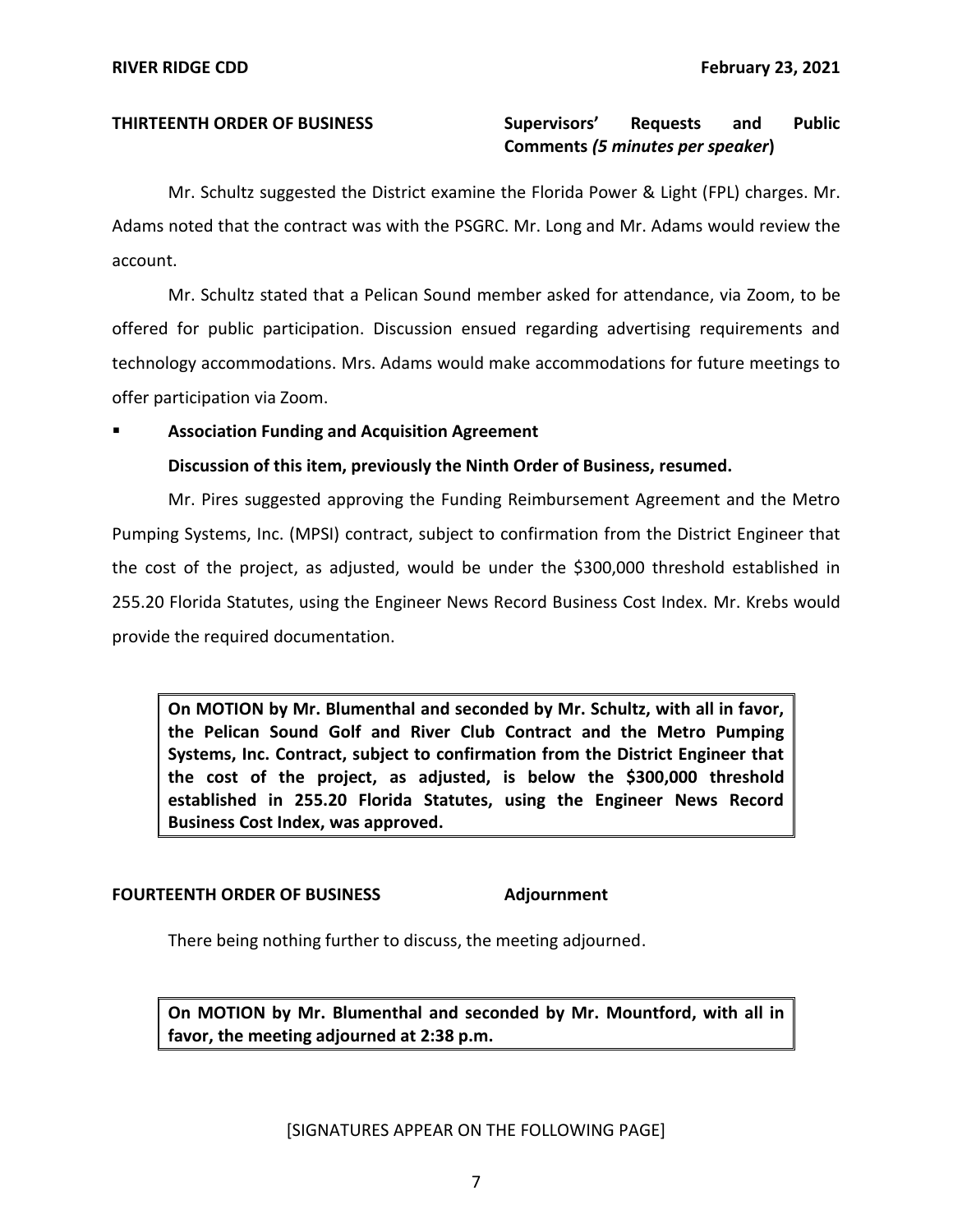**THIRTEENTH ORDER OF BUSINESS** **Supervisors' Requests and Public Comments *(5 minutes per speaker*)**

Mr. Schultz suggested the District examine the Florida Power & Light (FPL) charges. Mr. Adams noted that the contract was with the PSGRC. Mr. Long and Mr. Adams would review the account.

Mr. Schultz stated that a Pelican Sound member asked for attendance, via Zoom, to be offered for public participation. Discussion ensued regarding advertising requirements and technology accommodations. Mrs. Adams would make accommodations for future meetings to offer participation via Zoom.

- **Association Funding and Acquisition Agreement**

  **Discussion of this item, previously the Ninth Order of Business, resumed.**

Mr. Pires suggested approving the Funding Reimbursement Agreement and the Metro Pumping Systems, Inc. (MPSI) contract, subject to confirmation from the District Engineer that the cost of the project, as adjusted, would be under the $300,000 threshold established in 255.20 Florida Statutes, using the Engineer News Record Business Cost Index. Mr. Krebs would provide the required documentation.

> **On MOTION by Mr. Blumenthal and seconded by Mr. Schultz, with all in favor, the Pelican Sound Golf and River Club Contract and the Metro Pumping Systems, Inc. Contract, subject to confirmation from the District Engineer that the cost of the project, as adjusted, is below the $300,000 threshold established in 255.20 Florida Statutes, using the Engineer News Record Business Cost Index, was approved.**

**FOURTEENTH ORDER OF BUSINESS** **Adjournment**

There being nothing further to discuss, the meeting adjourned.

> **On MOTION by Mr. Blumenthal and seconded by Mr. Mountford, with all in favor, the meeting adjourned at 2:38 p.m.**

[SIGNATURES APPEAR ON THE FOLLOWING PAGE]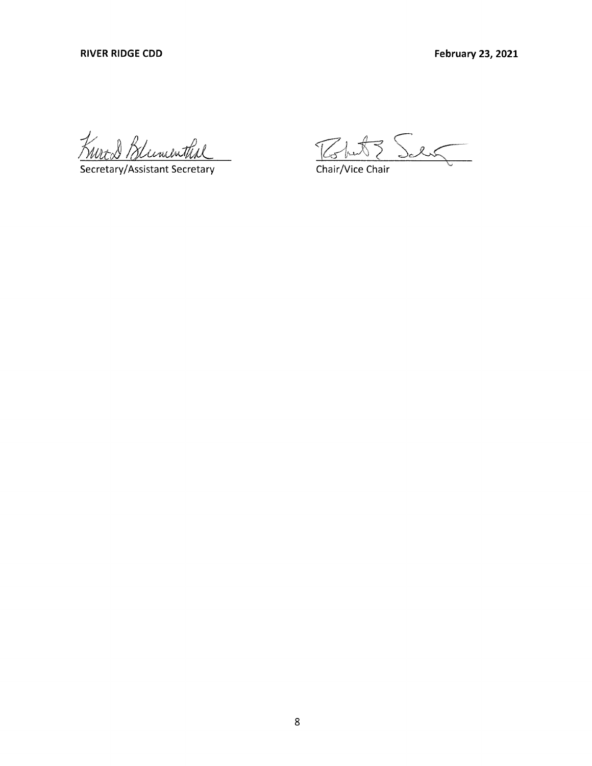Secretary/Assistant Secretary

Chair/Vice Chair